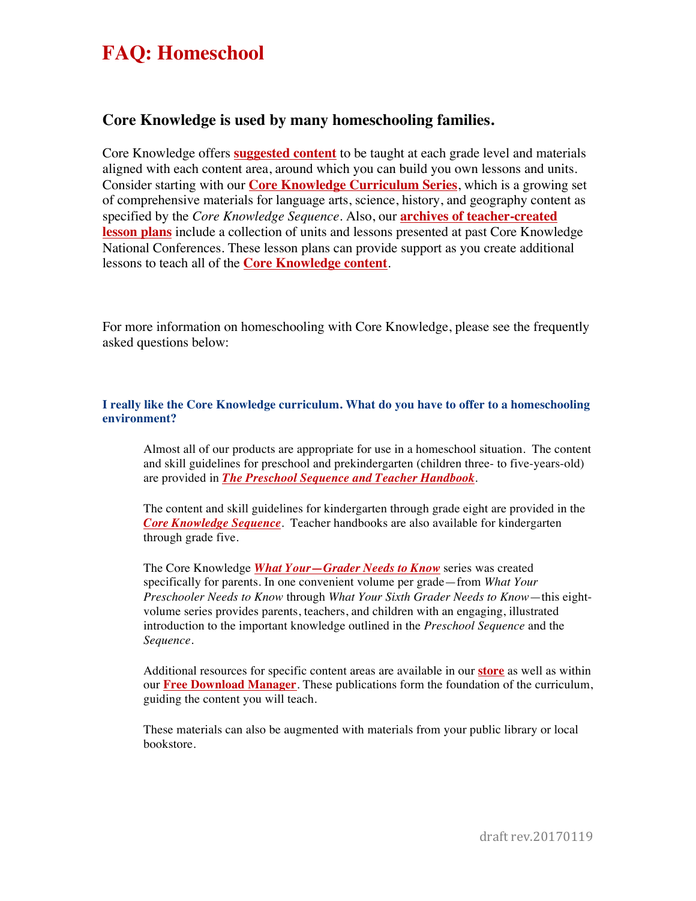# FAQ: Homeschool

## Core Knowledge is used by many homeschooling families.

Core Knowledge offers **suggested content** to be taught at each grade level and materials aligned with each content area, around which you can build you own lessons and units. Consider starting with our **Core Knowledge Curriculum Series**, which is a growing set of comprehensive materials for language arts, science, history, and geography content as specified by the *Core Knowledge Sequence*. Also, our **archives of teacher-created lesson plans** include a collection of units and lessons presented at past Core Knowledge National Conferences. These lesson plans can provide support as you create additional lessons to teach all of the **Core Knowledge content**.

For more information on homeschooling with Core Knowledge, please see the frequently asked questions below:

### I really like the Core Knowledge curriculum. What do you have to offer to a homeschooling environment?

Almost all of our products are appropriate for use in a homeschool situation. The content and skill guidelines for preschool and prekindergarten (children three- to five-years-old) are provided in ***The Preschool Sequence and Teacher Handbook***.

The content and skill guidelines for kindergarten through grade eight are provided in the ***Core Knowledge Sequence***. Teacher handbooks are also available for kindergarten through grade five.

The Core Knowledge ***What Your—Grader Needs to Know*** series was created specifically for parents. In one convenient volume per grade—from *What Your Preschooler Needs to Know* through *What Your Sixth Grader Needs to Know*—this eight-volume series provides parents, teachers, and children with an engaging, illustrated introduction to the important knowledge outlined in the *Preschool Sequence* and the *Sequence*.

Additional resources for specific content areas are available in our **store** as well as within our **Free Download Manager**. These publications form the foundation of the curriculum, guiding the content you will teach.

These materials can also be augmented with materials from your public library or local bookstore.

draft rev.20170119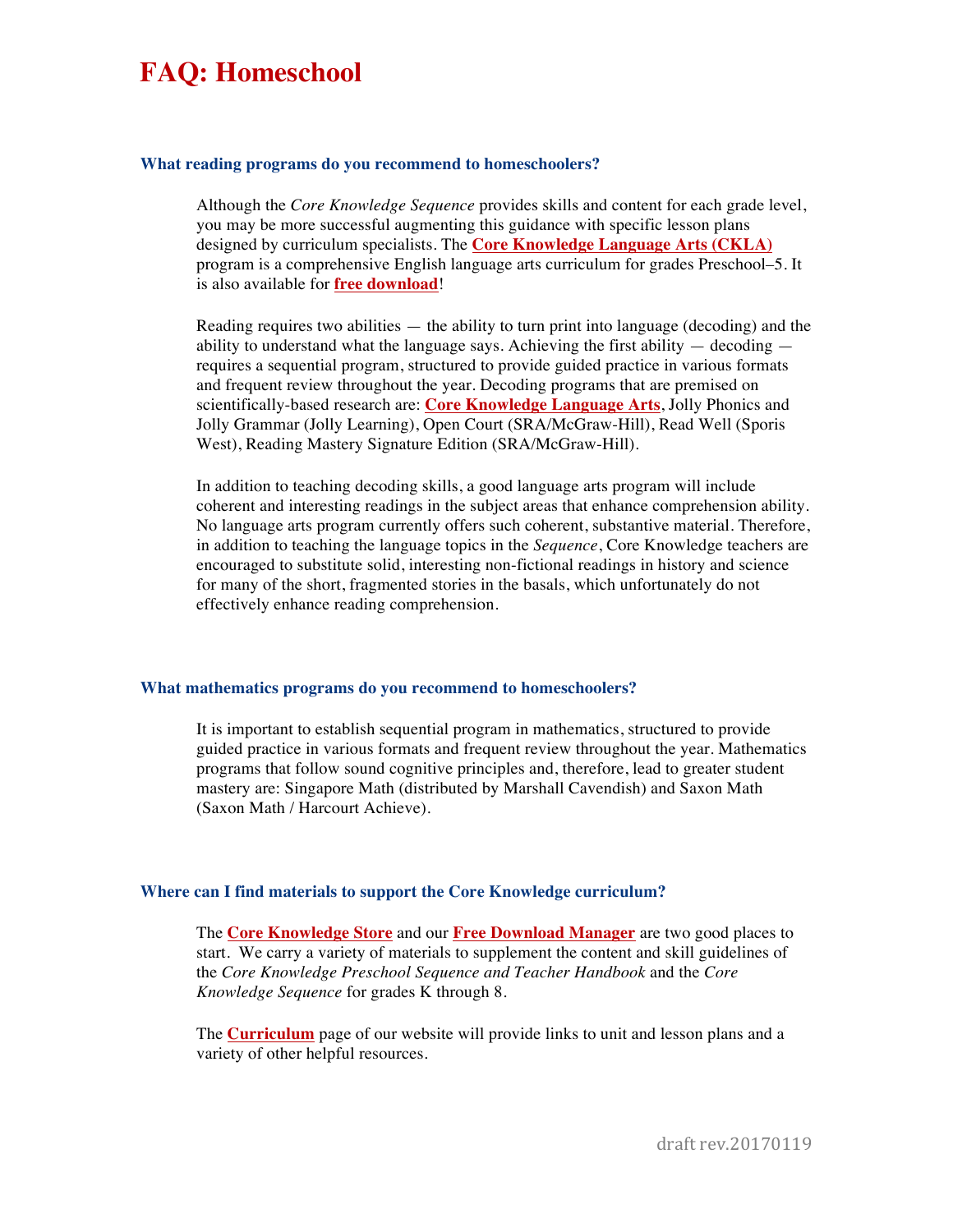# FAQ: Homeschool

### What reading programs do you recommend to homeschoolers?

Although the *Core Knowledge Sequence* provides skills and content for each grade level, you may be more successful augmenting this guidance with specific lesson plans designed by curriculum specialists. The **Core Knowledge Language Arts (CKLA)** program is a comprehensive English language arts curriculum for grades Preschool–5. It is also available for **free download**!

Reading requires two abilities — the ability to turn print into language (decoding) and the ability to understand what the language says. Achieving the first ability — decoding — requires a sequential program, structured to provide guided practice in various formats and frequent review throughout the year. Decoding programs that are premised on scientifically-based research are: **Core Knowledge Language Arts**, Jolly Phonics and Jolly Grammar (Jolly Learning), Open Court (SRA/McGraw-Hill), Read Well (Sporis West), Reading Mastery Signature Edition (SRA/McGraw-Hill).

In addition to teaching decoding skills, a good language arts program will include coherent and interesting readings in the subject areas that enhance comprehension ability. No language arts program currently offers such coherent, substantive material. Therefore, in addition to teaching the language topics in the *Sequence*, Core Knowledge teachers are encouraged to substitute solid, interesting non-fictional readings in history and science for many of the short, fragmented stories in the basals, which unfortunately do not effectively enhance reading comprehension.

### What mathematics programs do you recommend to homeschoolers?

It is important to establish sequential program in mathematics, structured to provide guided practice in various formats and frequent review throughout the year. Mathematics programs that follow sound cognitive principles and, therefore, lead to greater student mastery are: Singapore Math (distributed by Marshall Cavendish) and Saxon Math (Saxon Math / Harcourt Achieve).

### Where can I find materials to support the Core Knowledge curriculum?

The **Core Knowledge Store** and our **Free Download Manager** are two good places to start. We carry a variety of materials to supplement the content and skill guidelines of the *Core Knowledge Preschool Sequence and Teacher Handbook* and the *Core Knowledge Sequence* for grades K through 8.

The **Curriculum** page of our website will provide links to unit and lesson plans and a variety of other helpful resources.

draft rev.20170119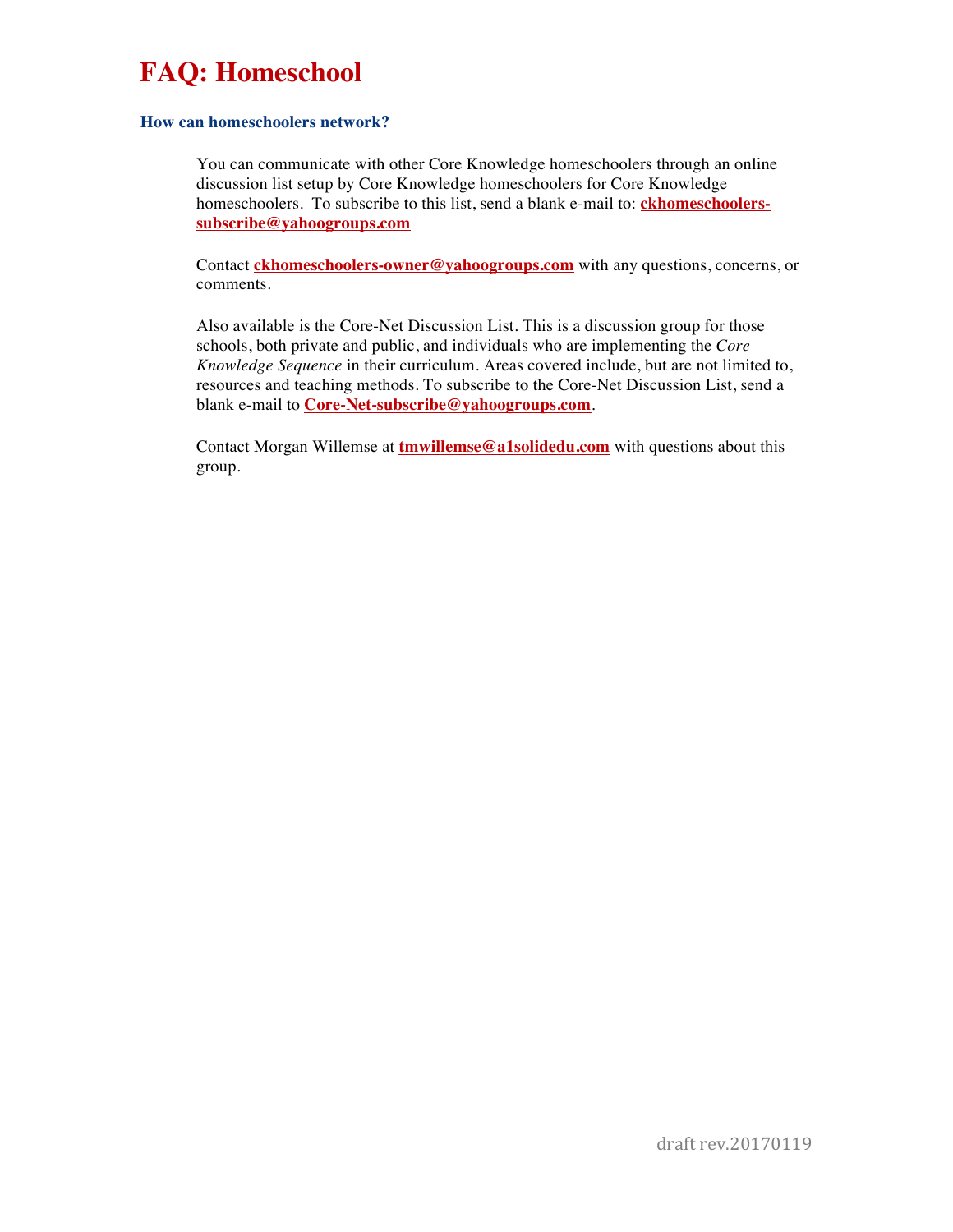# FAQ: Homeschool

### How can homeschoolers network?

You can communicate with other Core Knowledge homeschoolers through an online discussion list setup by Core Knowledge homeschoolers for Core Knowledge homeschoolers. To subscribe to this list, send a blank e-mail to: **ckhomeschoolers-subscribe@yahoogroups.com**

Contact **ckhomeschoolers-owner@yahoogroups.com** with any questions, concerns, or comments.

Also available is the Core-Net Discussion List. This is a discussion group for those schools, both private and public, and individuals who are implementing the *Core Knowledge Sequence* in their curriculum. Areas covered include, but are not limited to, resources and teaching methods. To subscribe to the Core-Net Discussion List, send a blank e-mail to **Core-Net-subscribe@yahoogroups.com**.

Contact Morgan Willemse at **tmwillemse@a1solidedu.com** with questions about this group.

draft rev.20170119